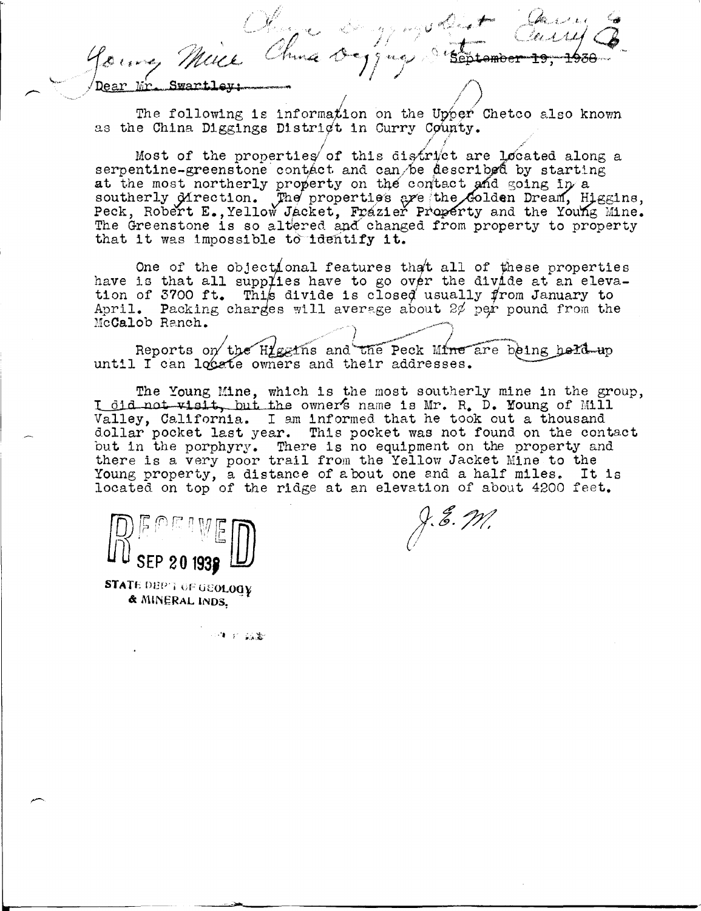Young Mine China Diggings Dist Curry Co

~~September 19, 1938~~

Dear Mr. Swartley:

The following is information on the Upper Chetco also known as the China Diggings District in Curry County.

Most of the properties of this district are located along a serpentine-greenstone contact and can be described by starting at the most northerly property on the contact and going in a southerly direction. The properties are the Golden Dream, Higgins, Peck, Robert E., Yellow Jacket, Frazier Property and the Young Mine. The Greenstone is so altered and changed from property to property that it was impossible to identify it.

One of the objectional features that all of these properties have is that all supplies have to go over the divide at an elevation of 3700 ft. This divide is closed usually from January to April. Packing charges will average about 2¢ per pound from the McCalob Ranch.

Reports on the Higgins and the Peck Mine are being held up until I can locate owners and their addresses.

The Young Mine, which is the most southerly mine in the group, ~~I did not visit, but~~ the owner's name is Mr. R. D. Young of Mill Valley, California. I am informed that he took out a thousand dollar pocket last year. This pocket was not found on the contact but in the porphyry. There is no equipment on the property and there is a very poor trail from the Yellow Jacket Mine to the Young property, a distance of about one and a half miles. It is located on top of the ridge at an elevation of about 4200 feet.

J. E. M.

RECEIVED
SEP 20 1938
STATE DEP'T OF GEOLOGY & MINERAL INDS.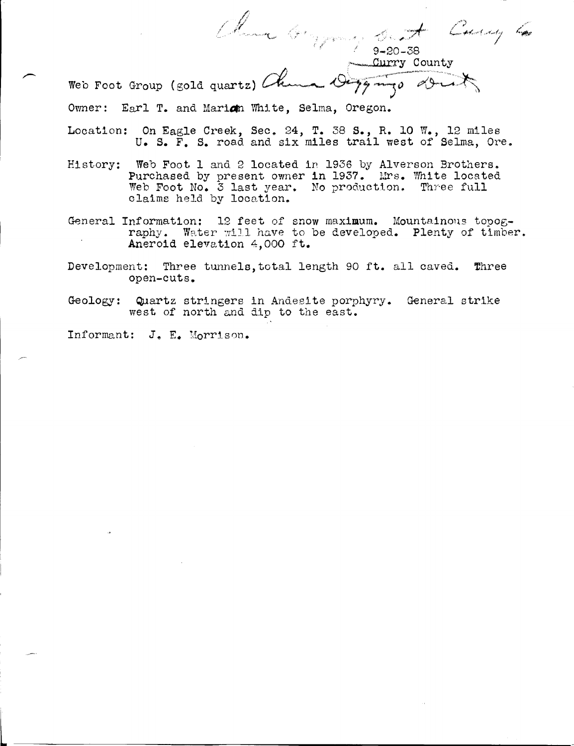Chinese Diggings Dist Curry Co

9-20-38
Curry County

Web Foot Group (gold quartz) Chinese Diggings Dist

Owner: Earl T. and Marian White, Selma, Oregon.

Location: On Eagle Creek, Sec. 24, T. 38 S., R. 10 W., 12 miles U. S. F. S. road and six miles trail west of Selma, Ore.

History: Web Foot 1 and 2 located in 1936 by Alverson Brothers. Purchased by present owner in 1937. Mrs. White located Web Foot No. 3 last year. No production. Three full claims held by location.

General Information: 12 feet of snow maximum. Mountainous topography. Water will have to be developed. Plenty of timber. Aneroid elevation 4,000 ft.

Development: Three tunnels, total length 90 ft. all caved. Three open-cuts.

Geology: Quartz stringers in Andesite porphyry. General strike west of north and dip to the east.

Informant: J. E. Morrison.